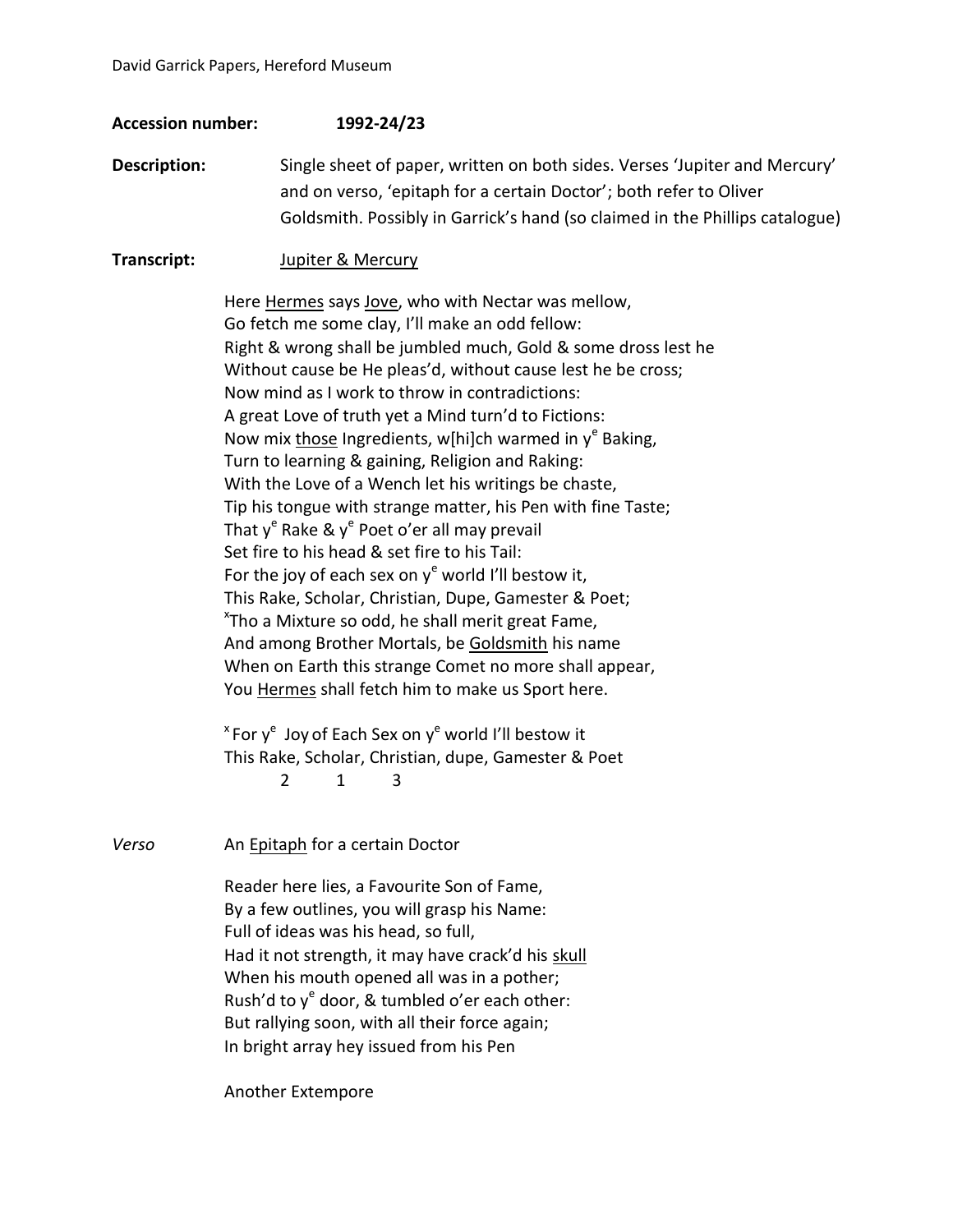**Accession number:** **1992-24/23**

**Description:** Single sheet of paper, written on both sides. Verses 'Jupiter and Mercury' and on verso, 'epitaph for a certain Doctor'; both refer to Oliver Goldsmith. Possibly in Garrick's hand (so claimed in the Phillips catalogue)

**Transcript:** <u>Jupiter & Mercury</u>

Here <u>Hermes</u> says <u>Jove</u>, who with Nectar was mellow,
Go fetch me some clay, I'll make an odd fellow:
Right & wrong shall be jumbled much, Gold & some dross lest he
Without cause be He pleas'd, without cause lest he be cross;
Now mind as I work to throw in contradictions:
A great Love of truth yet a Mind turn'd to Fictions:
Now mix <u>those</u> Ingredients, w[hi]ch warmed in y[e] Baking,
Turn to learning & gaining, Religion and Raking:
With the Love of a Wench let his writings be chaste,
Tip his tongue with strange matter, his Pen with fine Taste;
That y[e] Rake & y[e] Poet o'er all may prevail
Set fire to his head & set fire to his Tail:
For the joy of each sex on y[e] world I'll bestow it,
This Rake, Scholar, Christian, Dupe, Gamester & Poet;
[x]Tho a Mixture so odd, he shall merit great Fame,
And among Brother Mortals, be <u>Goldsmith</u> his name
When on Earth this strange Comet no more shall appear,
You <u>Hermes</u> shall fetch him to make us Sport here.

[x] For y[e] Joy of Each Sex on y[e] world I'll bestow it
This Rake, Scholar, Christian, dupe, Gamester & Poet
2 1 3

*Verso* An <u>Epitaph</u> for a certain Doctor

Reader here lies, a Favourite Son of Fame,
By a few outlines, you will grasp his Name:
Full of ideas was his head, so full,
Had it not strength, it may have crack'd his <u>skull</u>
When his mouth opened all was in a pother;
Rush'd to y[e] door, & tumbled o'er each other:
But rallying soon, with all their force again;
In bright array hey issued from his Pen

Another Extempore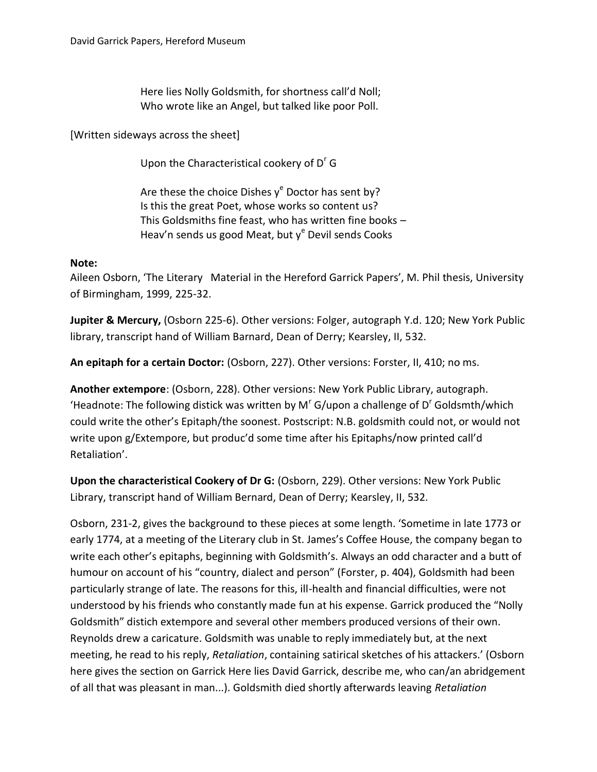Here lies Nolly Goldsmith, for shortness call'd Noll;
Who wrote like an Angel, but talked like poor Poll.

[Written sideways across the sheet]

Upon the Characteristical cookery of D$^{r}$ G

Are these the choice Dishes y$^{e}$ Doctor has sent by?
Is this the great Poet, whose works so content us?
This Goldsmiths fine feast, who has written fine books –
Heav'n sends us good Meat, but y$^{e}$ Devil sends Cooks

**Note:**
Aileen Osborn, 'The Literary Material in the Hereford Garrick Papers', M. Phil thesis, University of Birmingham, 1999, 225-32.

**Jupiter & Mercury,** (Osborn 225-6). Other versions: Folger, autograph Y.d. 120; New York Public library, transcript hand of William Barnard, Dean of Derry; Kearsley, II, 532.

**An epitaph for a certain Doctor:** (Osborn, 227). Other versions: Forster, II, 410; no ms.

**Another extempore**: (Osborn, 228). Other versions: New York Public Library, autograph. 'Headnote: The following distick was written by M$^{r}$ G/upon a challenge of D$^{r}$ Goldsmth/which could write the other's Epitaph/the soonest. Postscript: N.B. goldsmith could not, or would not write upon g/Extempore, but produc'd some time after his Epitaphs/now printed call'd Retaliation'.

**Upon the characteristical Cookery of Dr G:** (Osborn, 229). Other versions: New York Public Library, transcript hand of William Bernard, Dean of Derry; Kearsley, II, 532.

Osborn, 231-2, gives the background to these pieces at some length. 'Sometime in late 1773 or early 1774, at a meeting of the Literary club in St. James's Coffee House, the company began to write each other's epitaphs, beginning with Goldsmith's. Always an odd character and a butt of humour on account of his "country, dialect and person" (Forster, p. 404), Goldsmith had been particularly strange of late. The reasons for this, ill-health and financial difficulties, were not understood by his friends who constantly made fun at his expense. Garrick produced the "Nolly Goldsmith" distich extempore and several other members produced versions of their own. Reynolds drew a caricature. Goldsmith was unable to reply immediately but, at the next meeting, he read to his reply, *Retaliation*, containing satirical sketches of his attackers.' (Osborn here gives the section on Garrick Here lies David Garrick, describe me, who can/an abridgement of all that was pleasant in man...). Goldsmith died shortly afterwards leaving *Retaliation*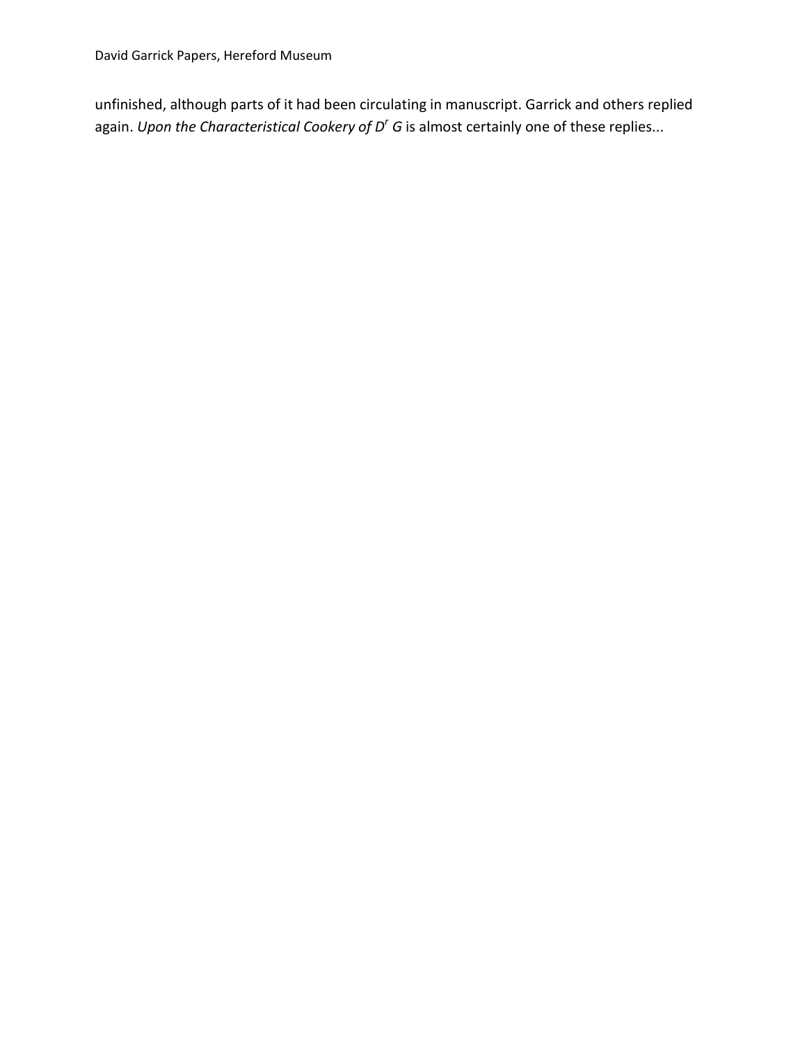unfinished, although parts of it had been circulating in manuscript. Garrick and others replied again. *Upon the Characteristical Cookery of D^r G* is almost certainly one of these replies...